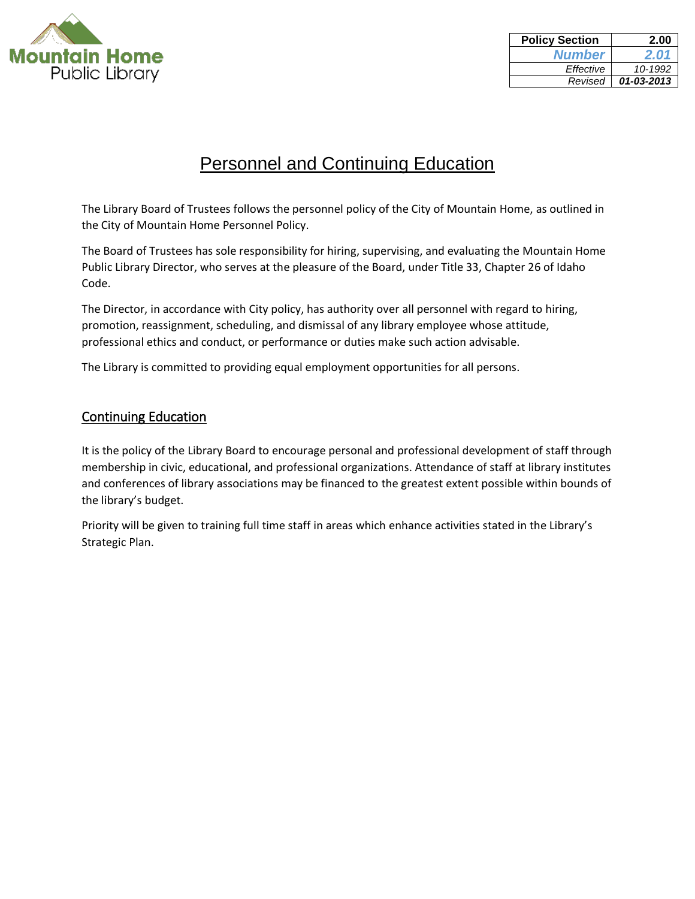Mountain Home Public Library

| Policy Section | 2.00 |
| --- | --- |
| **Number** | **2.01** |
| *Effective* | *10-1992* |
| *Revised* | ***01-03-2013*** |

# Personnel and Continuing Education

The Library Board of Trustees follows the personnel policy of the City of Mountain Home, as outlined in the City of Mountain Home Personnel Policy.

The Board of Trustees has sole responsibility for hiring, supervising, and evaluating the Mountain Home Public Library Director, who serves at the pleasure of the Board, under Title 33, Chapter 26 of Idaho Code.

The Director, in accordance with City policy, has authority over all personnel with regard to hiring, promotion, reassignment, scheduling, and dismissal of any library employee whose attitude, professional ethics and conduct, or performance or duties make such action advisable.

The Library is committed to providing equal employment opportunities for all persons.

## Continuing Education

It is the policy of the Library Board to encourage personal and professional development of staff through membership in civic, educational, and professional organizations. Attendance of staff at library institutes and conferences of library associations may be financed to the greatest extent possible within bounds of the library's budget.

Priority will be given to training full time staff in areas which enhance activities stated in the Library's Strategic Plan.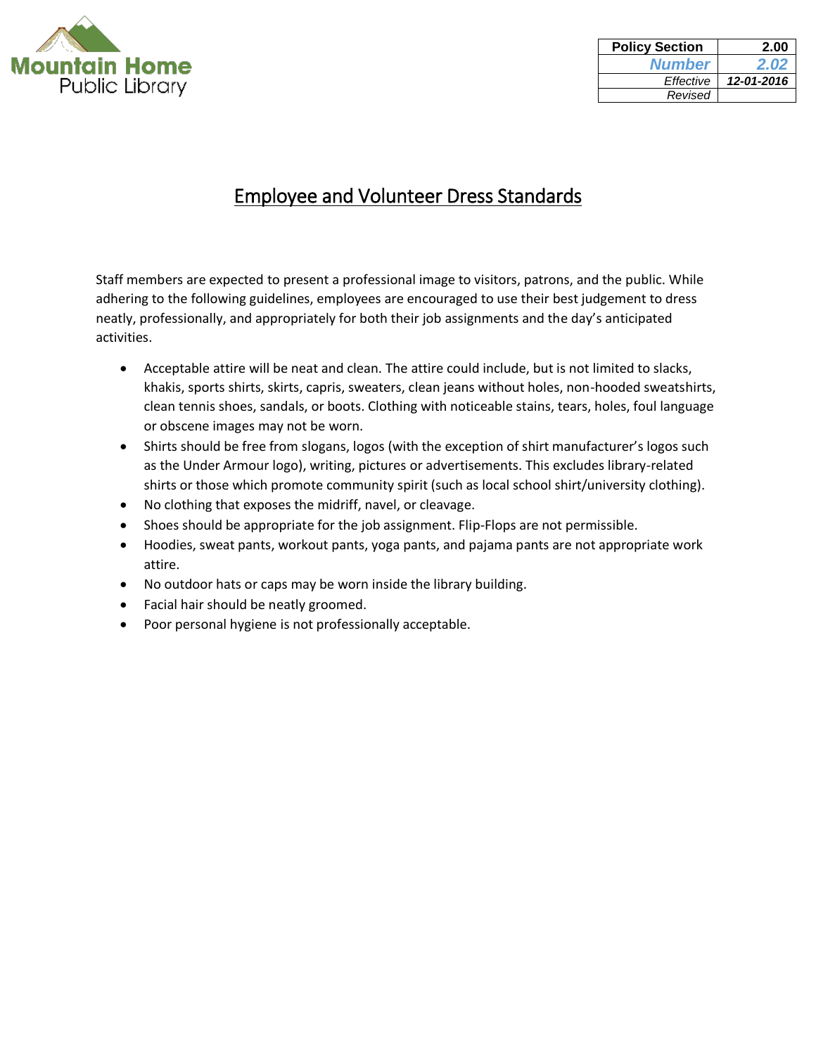Mountain Home Public Library

| Policy Section | 2.00 |
| --- | --- |
| *Number* | *2.02* |
| *Effective* | ***12-01-2016*** |
| *Revised* | |

# Employee and Volunteer Dress Standards

Staff members are expected to present a professional image to visitors, patrons, and the public. While adhering to the following guidelines, employees are encouraged to use their best judgement to dress neatly, professionally, and appropriately for both their job assignments and the day's anticipated activities.

- Acceptable attire will be neat and clean. The attire could include, but is not limited to slacks, khakis, sports shirts, skirts, capris, sweaters, clean jeans without holes, non-hooded sweatshirts, clean tennis shoes, sandals, or boots. Clothing with noticeable stains, tears, holes, foul language or obscene images may not be worn.
- Shirts should be free from slogans, logos (with the exception of shirt manufacturer's logos such as the Under Armour logo), writing, pictures or advertisements. This excludes library-related shirts or those which promote community spirit (such as local school shirt/university clothing).
- No clothing that exposes the midriff, navel, or cleavage.
- Shoes should be appropriate for the job assignment. Flip-Flops are not permissible.
- Hoodies, sweat pants, workout pants, yoga pants, and pajama pants are not appropriate work attire.
- No outdoor hats or caps may be worn inside the library building.
- Facial hair should be neatly groomed.
- Poor personal hygiene is not professionally acceptable.